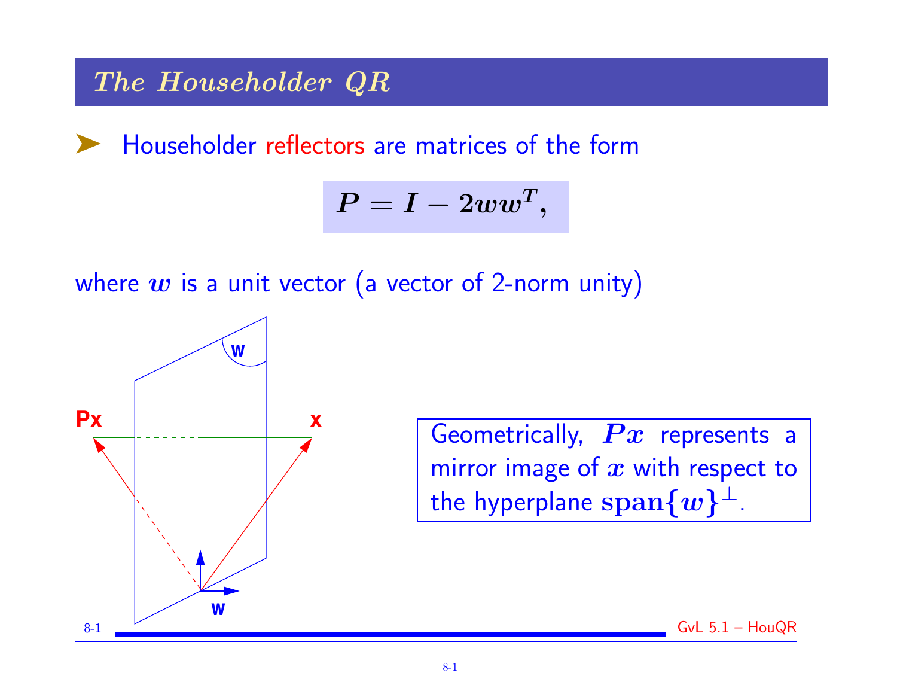## The Householder QR

- Householder reflectors are matrices of the form

$$P = I - 2ww^T,$$

where $w$ is a unit vector (a vector of 2-norm unity)

Geometrically, $Px$ represents a mirror image of $x$ with respect to the hyperplane $\textbf{span}\{w\}^\perp$.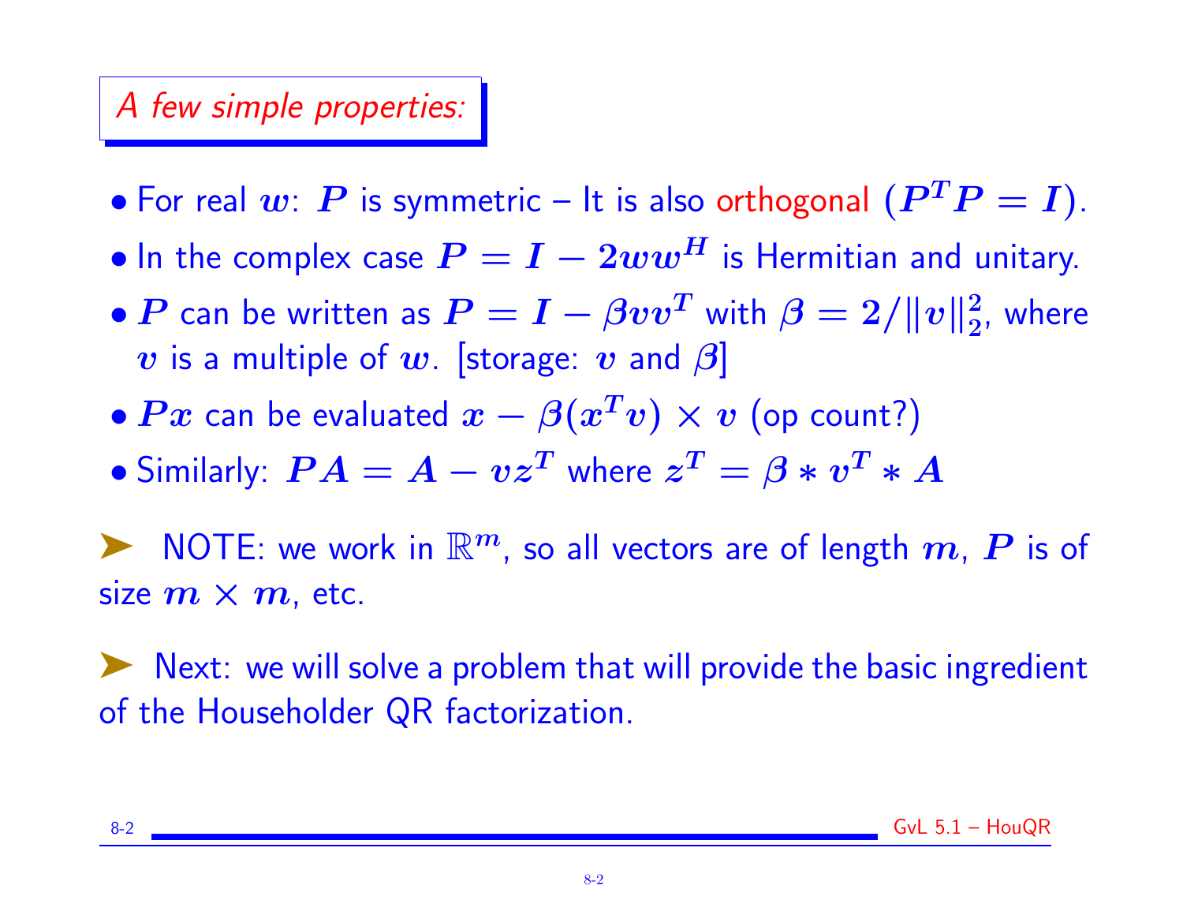## *A few simple properties:*

- For real $w$: $P$ is symmetric – It is also orthogonal ($P^T P = I$).
- In the complex case $P = I - 2ww^H$ is Hermitian and unitary.
- $P$ can be written as $P = I - \beta vv^T$ with $\beta = 2/\|v\|_2^2$, where $v$ is a multiple of $w$. [storage: $v$ and $\beta$]
- $Px$ can be evaluated $x - \beta(x^T v) \times v$ (op count?)
- Similarly: $PA = A - vz^T$ where $z^T = \beta * v^T * A$

➤ NOTE: we work in $\mathbb{R}^m$, so all vectors are of length $m$, $P$ is of size $m \times m$, etc.

➤ Next: we will solve a problem that will provide the basic ingredient of the Householder QR factorization.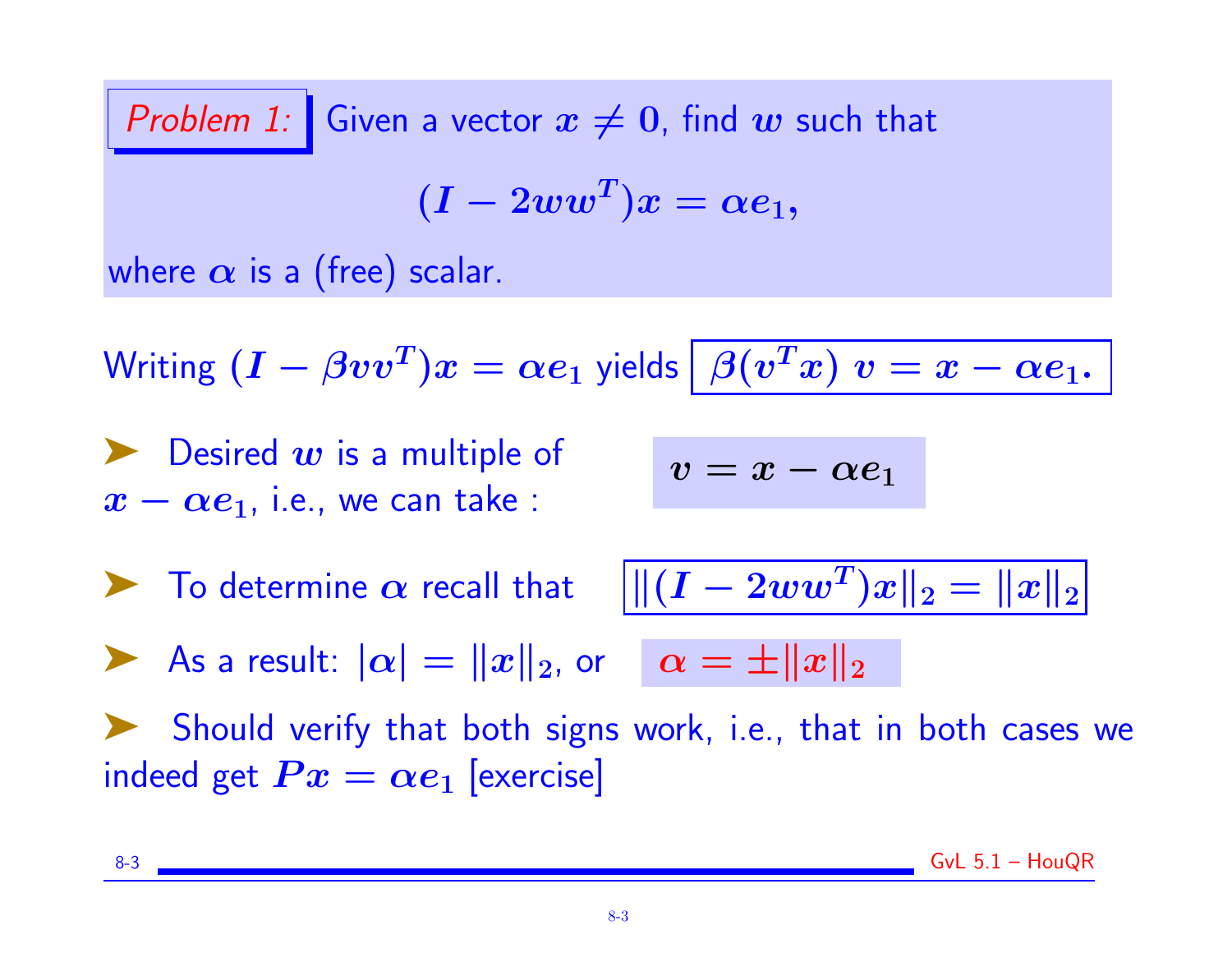*Problem 1:* Given a vector $x \neq 0$, find $w$ such that

$$(I - 2ww^T)x = \alpha e_1,$$

where $\alpha$ is a (free) scalar.

Writing $(I - \beta vv^T)x = \alpha e_1$ yields $\boxed{\beta(v^T x)\, v = x - \alpha e_1.}$

- Desired $w$ is a multiple of $x - \alpha e_1$, i.e., we can take :

$$v = x - \alpha e_1$$

- To determine $\alpha$ recall that $\boxed{\|(I - 2ww^T)x\|_2 = \|x\|_2}$

- As a result: $|\alpha| = \|x\|_2$, or $\alpha = \pm\|x\|_2$

- Should verify that both signs work, i.e., that in both cases we indeed get $Px = \alpha e_1$ [exercise]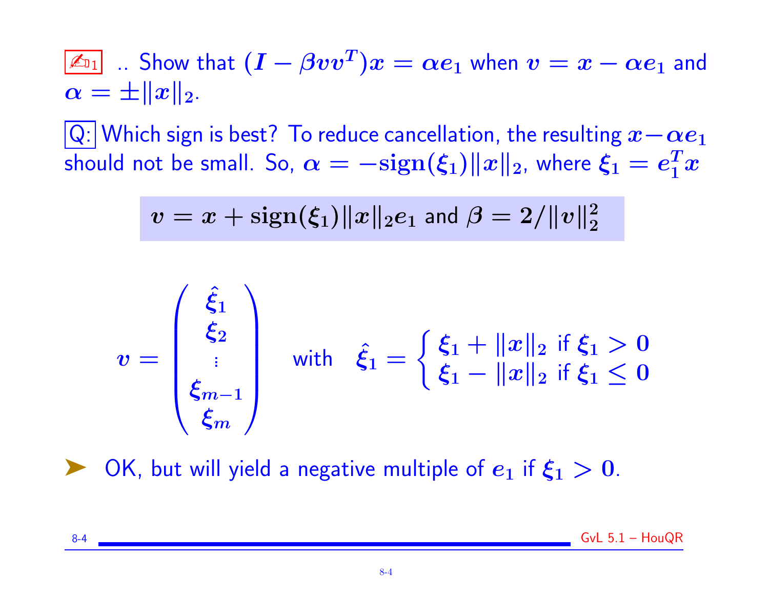✍₁ .. Show that $(I - \beta vv^T)x = \alpha e_1$ when $v = x - \alpha e_1$ and $\alpha = \pm \|x\|_2$.

Q: Which sign is best? To reduce cancellation, the resulting $x - \alpha e_1$ should not be small. So, $\alpha = -\mathbf{sign}(\xi_1)\|x\|_2$, where $\xi_1 = e_1^T x$

$$v = x + \mathbf{sign}(\xi_1)\|x\|_2 e_1 \text{ and } \beta = 2/\|v\|_2^2$$

$$v = \begin{pmatrix} \hat{\xi}_1 \\ \xi_2 \\ \vdots \\ \xi_{m-1} \\ \xi_m \end{pmatrix} \quad \text{with} \quad \hat{\xi}_1 = \begin{cases} \xi_1 + \|x\|_2 \text{ if } \xi_1 > 0 \\ \xi_1 - \|x\|_2 \text{ if } \xi_1 \leq 0 \end{cases}$$

➤ OK, but will yield a negative multiple of $e_1$ if $\xi_1 > 0$.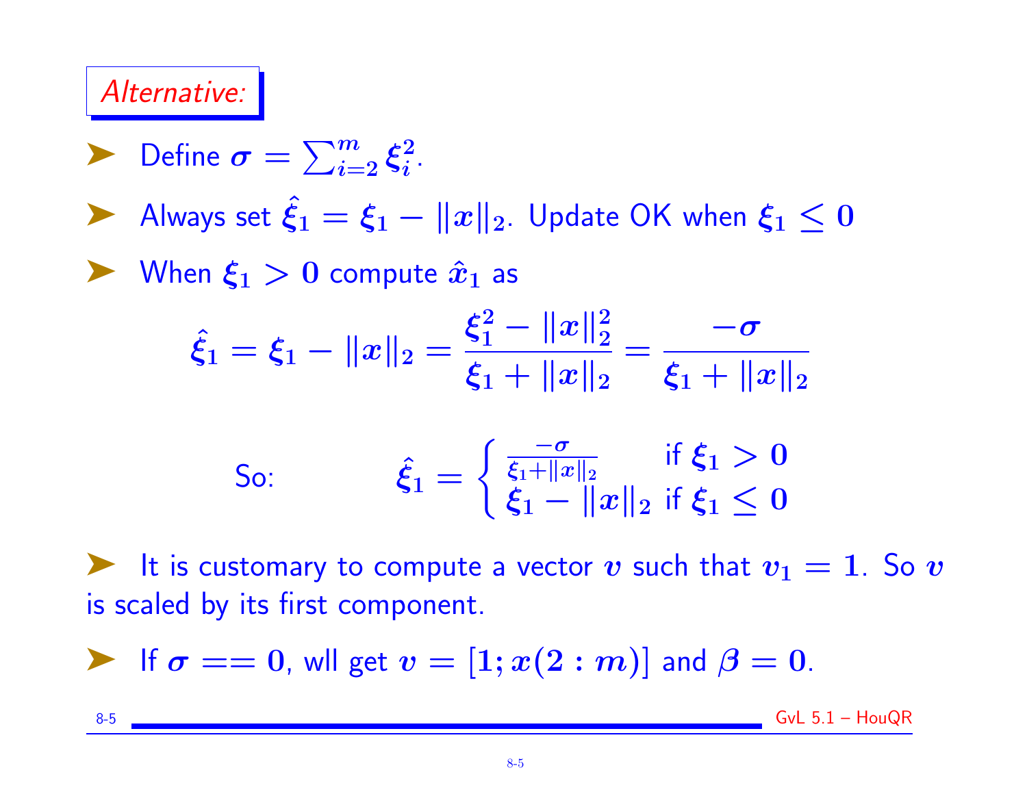*Alternative:*

- Define $\sigma = \sum_{i=2}^{m} \xi_i^2$.
- Always set $\hat{\xi}_1 = \xi_1 - \|x\|_2$. Update OK when $\xi_1 \le 0$
- When $\xi_1 > 0$ compute $\hat{x}_1$ as

$$\hat{\xi}_1 = \xi_1 - \|x\|_2 = \frac{\xi_1^2 - \|x\|_2^2}{\xi_1 + \|x\|_2} = \frac{-\sigma}{\xi_1 + \|x\|_2}$$

So:

$$\hat{\xi}_1 = \begin{cases} \frac{-\sigma}{\xi_1 + \|x\|_2} & \text{if } \xi_1 > 0 \\ \xi_1 - \|x\|_2 & \text{if } \xi_1 \le 0 \end{cases}$$

- It is customary to compute a vector $v$ such that $v_1 = 1$. So $v$ is scaled by its first component.
- If $\sigma == 0$, wll get $v = [1; x(2:m)]$ and $\beta = 0$.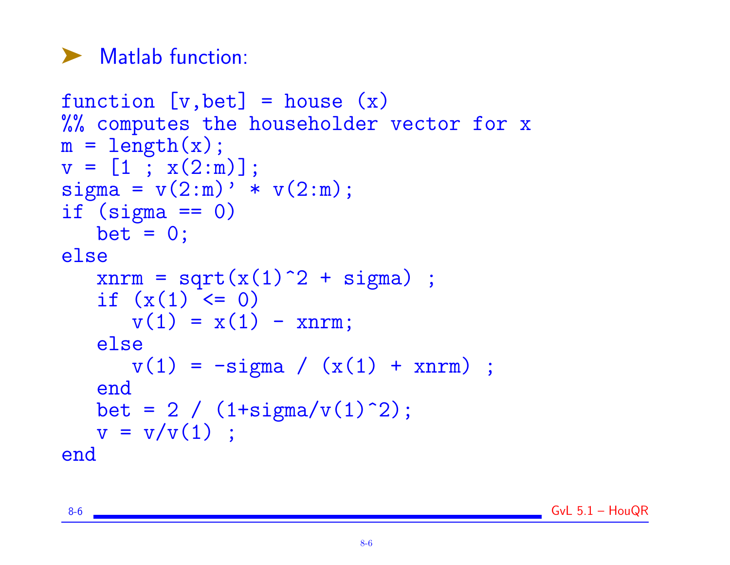- Matlab function:

```
function [v,bet] = house (x)
%% computes the householder vector for x
m = length(x);
v = [1 ; x(2:m)];
sigma = v(2:m)' * v(2:m);
if (sigma == 0)
   bet = 0;
else
   xnrm = sqrt(x(1)^2 + sigma) ;
   if (x(1) <= 0)
      v(1) = x(1) - xnrm;
   else
      v(1) = -sigma / (x(1) + xnrm) ;
   end
   bet = 2 / (1+sigma/v(1)^2);
   v = v/v(1) ;
end
```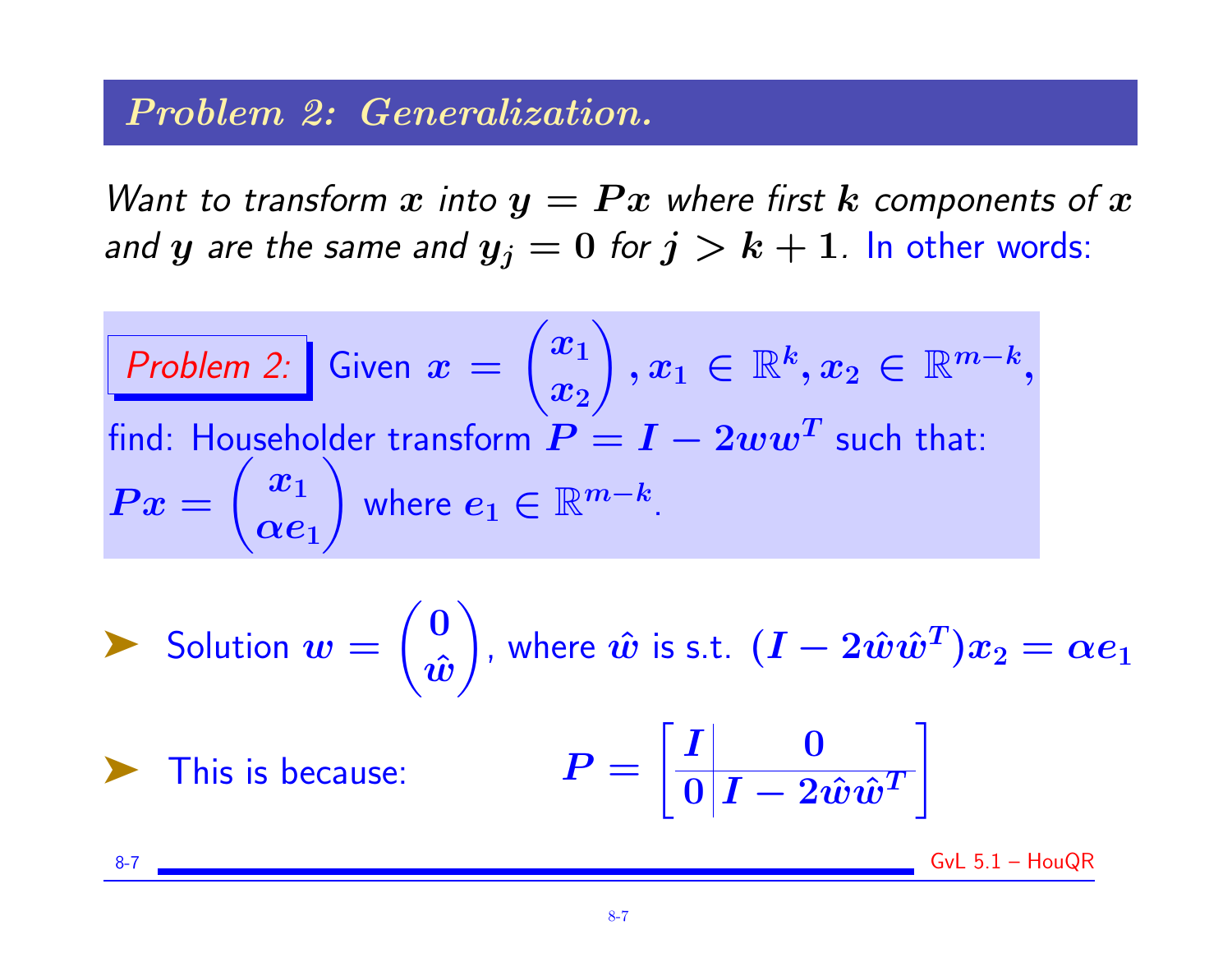## *Problem 2: Generalization.*

*Want to transform $x$ into $y = Px$ where first $k$ components of $x$ and $y$ are the same and $y_j = 0$ for $j > k + 1$.* In other words:

> *Problem 2:* Given $x = \begin{pmatrix} x_1 \\ x_2 \end{pmatrix}, x_1 \in \mathbb{R}^k, x_2 \in \mathbb{R}^{m-k}$, find: Householder transform $P = I - 2ww^T$ such that: $Px = \begin{pmatrix} x_1 \\ \alpha e_1 \end{pmatrix}$ where $e_1 \in \mathbb{R}^{m-k}$.

- Solution $w = \begin{pmatrix} 0 \\ \hat{w} \end{pmatrix}$, where $\hat{w}$ is s.t. $(I - 2\hat{w}\hat{w}^T)x_2 = \alpha e_1$

- This is because: $$P = \left[ \begin{array}{c|c} I & 0 \\ \hline 0 & I - 2\hat{w}\hat{w}^T \end{array} \right]$$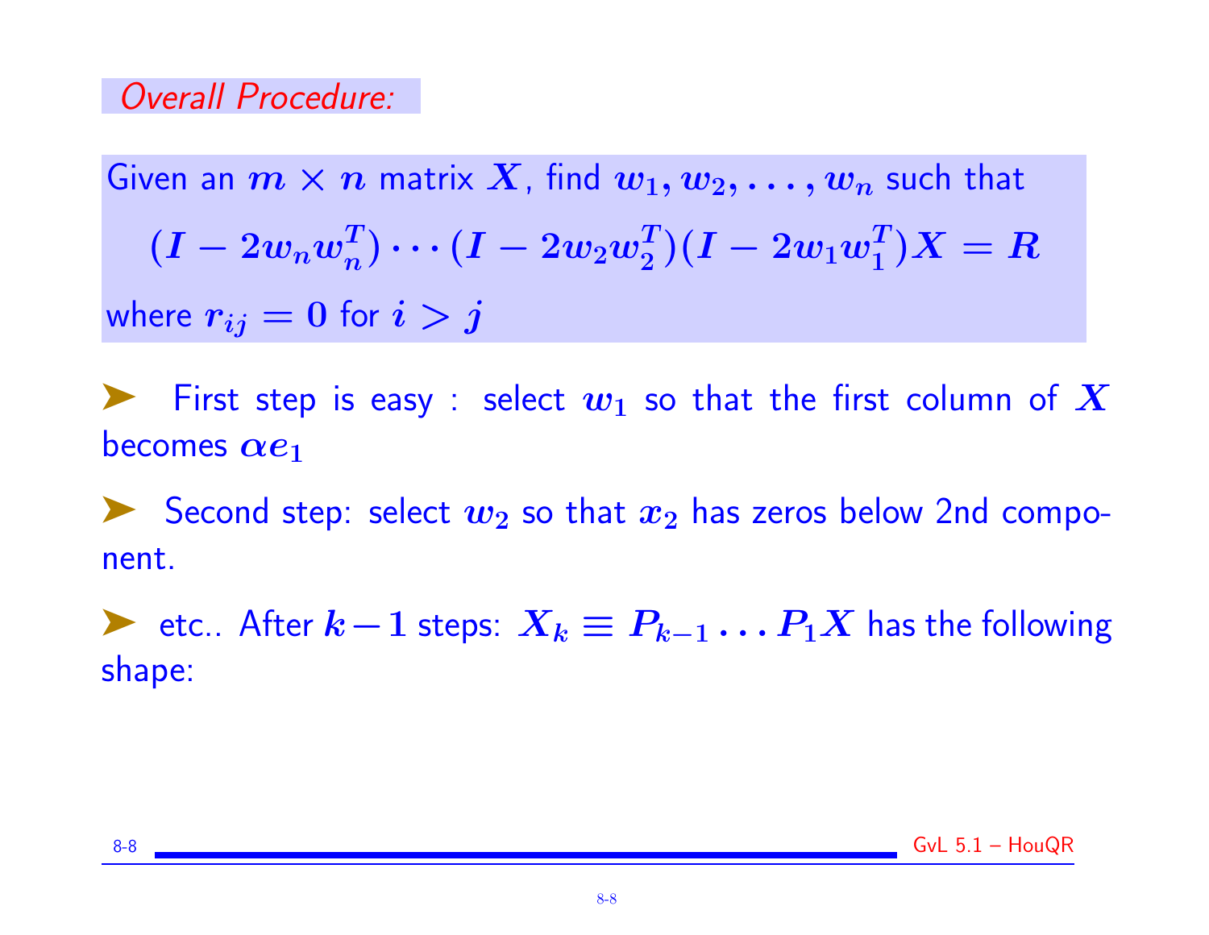*Overall Procedure:*

Given an $m \times n$ matrix $X$, find $w_1, w_2, \ldots, w_n$ such that

$$(I - 2w_n w_n^T) \cdots (I - 2w_2 w_2^T)(I - 2w_1 w_1^T)X = R$$

where $r_{ij} = 0$ for $i > j$

- First step is easy : select $w_1$ so that the first column of $X$ becomes $\alpha e_1$
- Second step: select $w_2$ so that $x_2$ has zeros below 2nd component.
- etc.. After $k-1$ steps: $X_k \equiv P_{k-1} \ldots P_1 X$ has the following shape: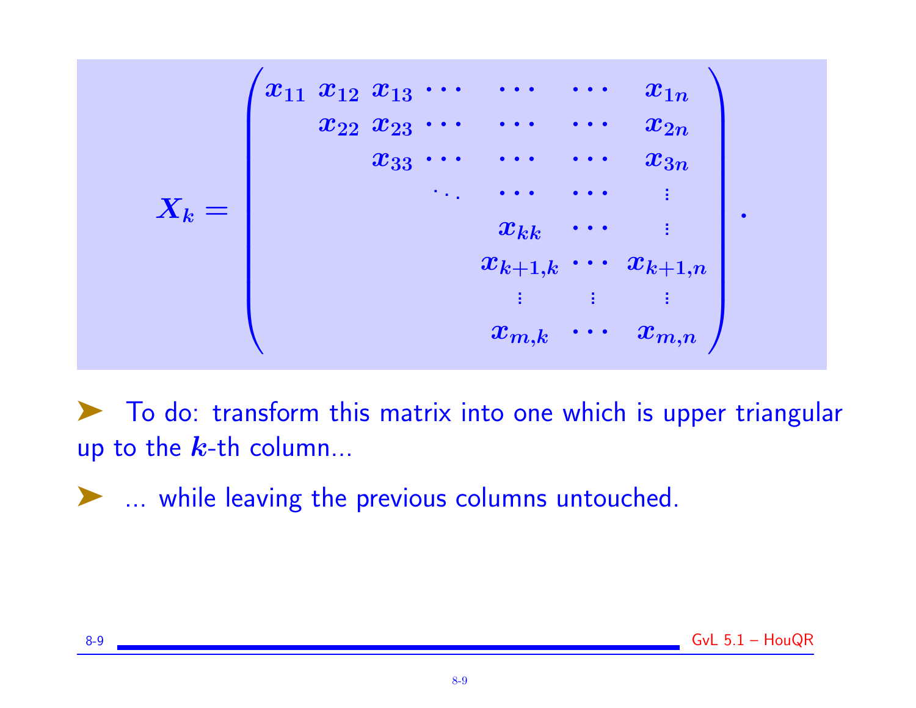$$
X_k = \begin{pmatrix}
x_{11} & x_{12} & x_{13} & \cdots & \cdots & \cdots & x_{1n} \\
 & x_{22} & x_{23} & \cdots & \cdots & \cdots & x_{2n} \\
 & & x_{33} & \cdots & \cdots & \cdots & x_{3n} \\
 & & & \ddots & \cdots & \cdots & \vdots \\
 & & & & x_{kk} & \cdots & \vdots \\
 & & & & x_{k+1,k} & \cdots & x_{k+1,n} \\
 & & & & \vdots & \vdots & \vdots \\
 & & & & x_{m,k} & \cdots & x_{m,n}
\end{pmatrix}.
$$

- To do: transform this matrix into one which is upper triangular up to the $k$-th column...
- ... while leaving the previous columns untouched.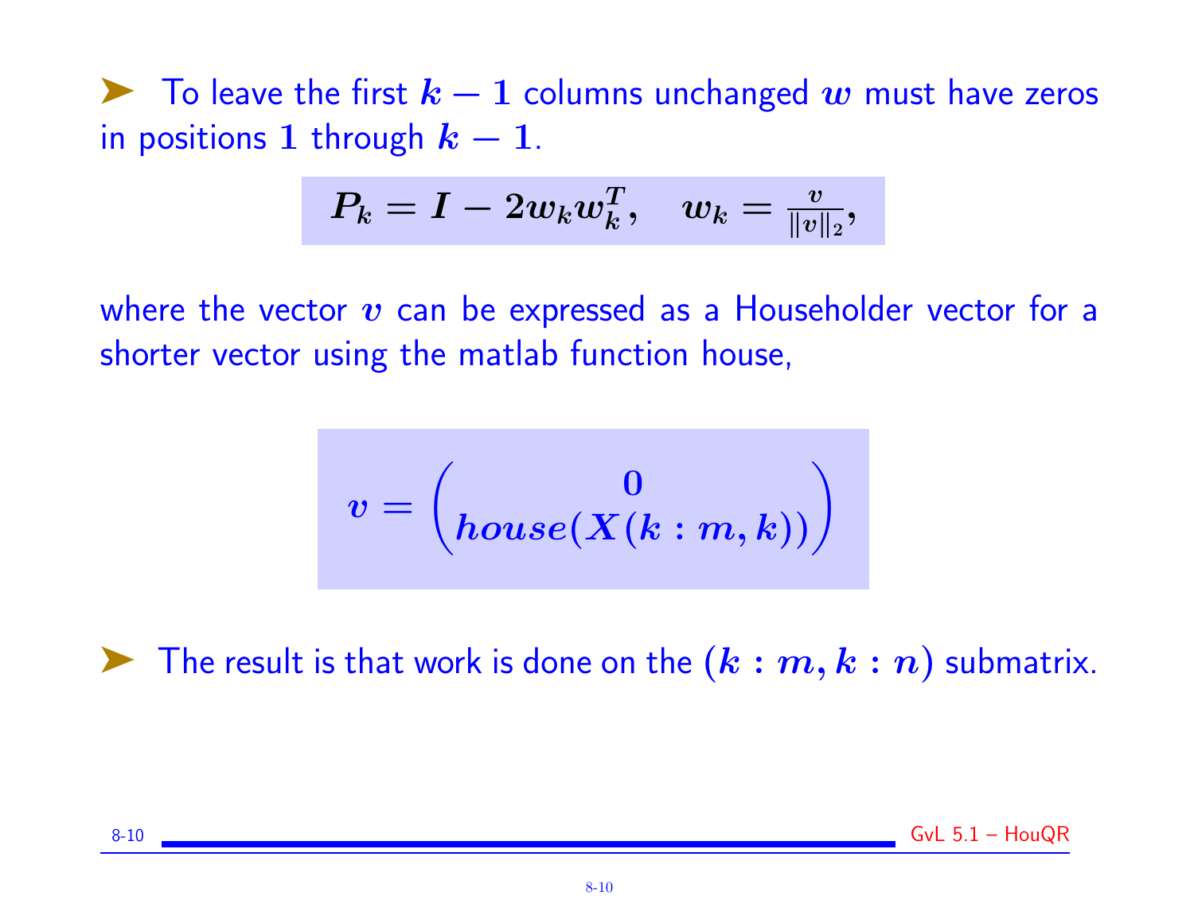- To leave the first $k-1$ columns unchanged $w$ must have zeros in positions $1$ through $k-1$.

$$P_k = I - 2 w_k w_k^T, \quad w_k = \frac{v}{\|v\|_2},$$

where the vector $v$ can be expressed as a Householder vector for a shorter vector using the matlab function house,

$$v = \begin{pmatrix} 0 \\ house(X(k:m,k)) \end{pmatrix}$$

- The result is that work is done on the $(k:m, k:n)$ submatrix.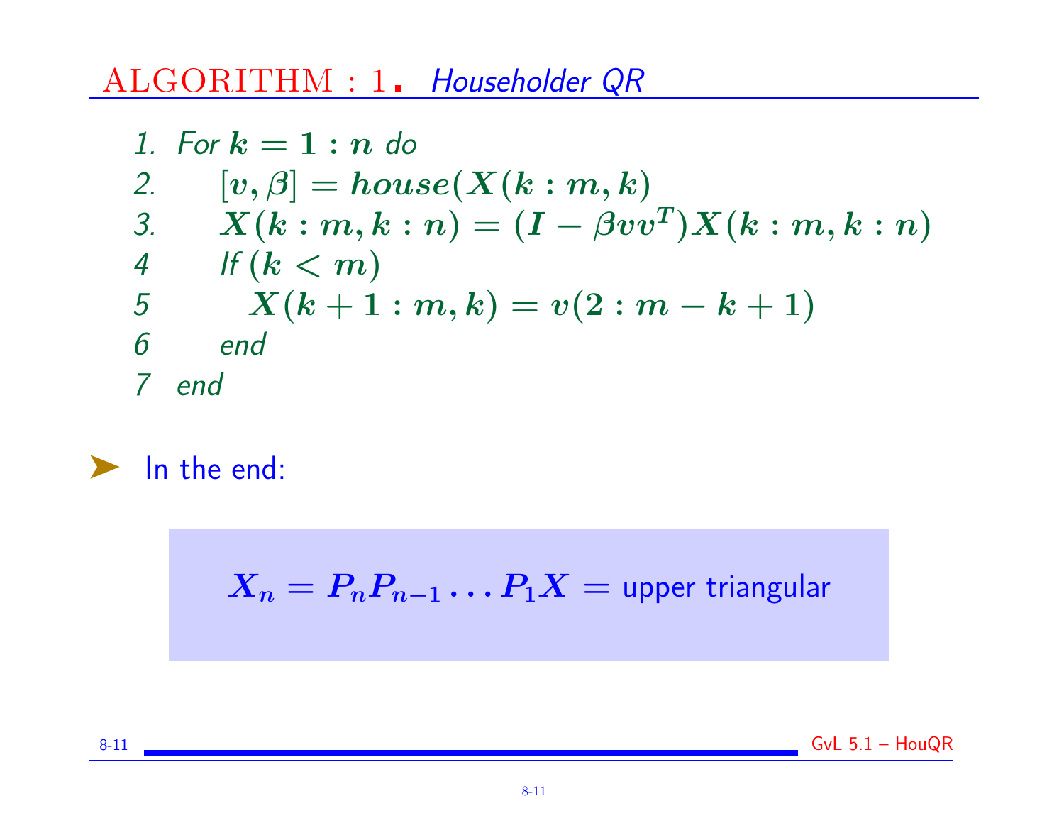## ALGORITHM : 1. *Householder QR*

1. *For* $k = 1 : n$ *do*
2. $\quad [v, \beta] = house(X(k : m, k)$
3. $\quad X(k : m, k : n) = (I - \beta vv^T)X(k : m, k : n)$
4. $\quad$ *If* $(k < m)$
5. $\quad\quad X(k + 1 : m, k) = v(2 : m - k + 1)$
6. $\quad$ *end*
7. *end*

➤ In the end:

$$X_n = P_n P_{n-1} \ldots P_1 X = \text{upper triangular}$$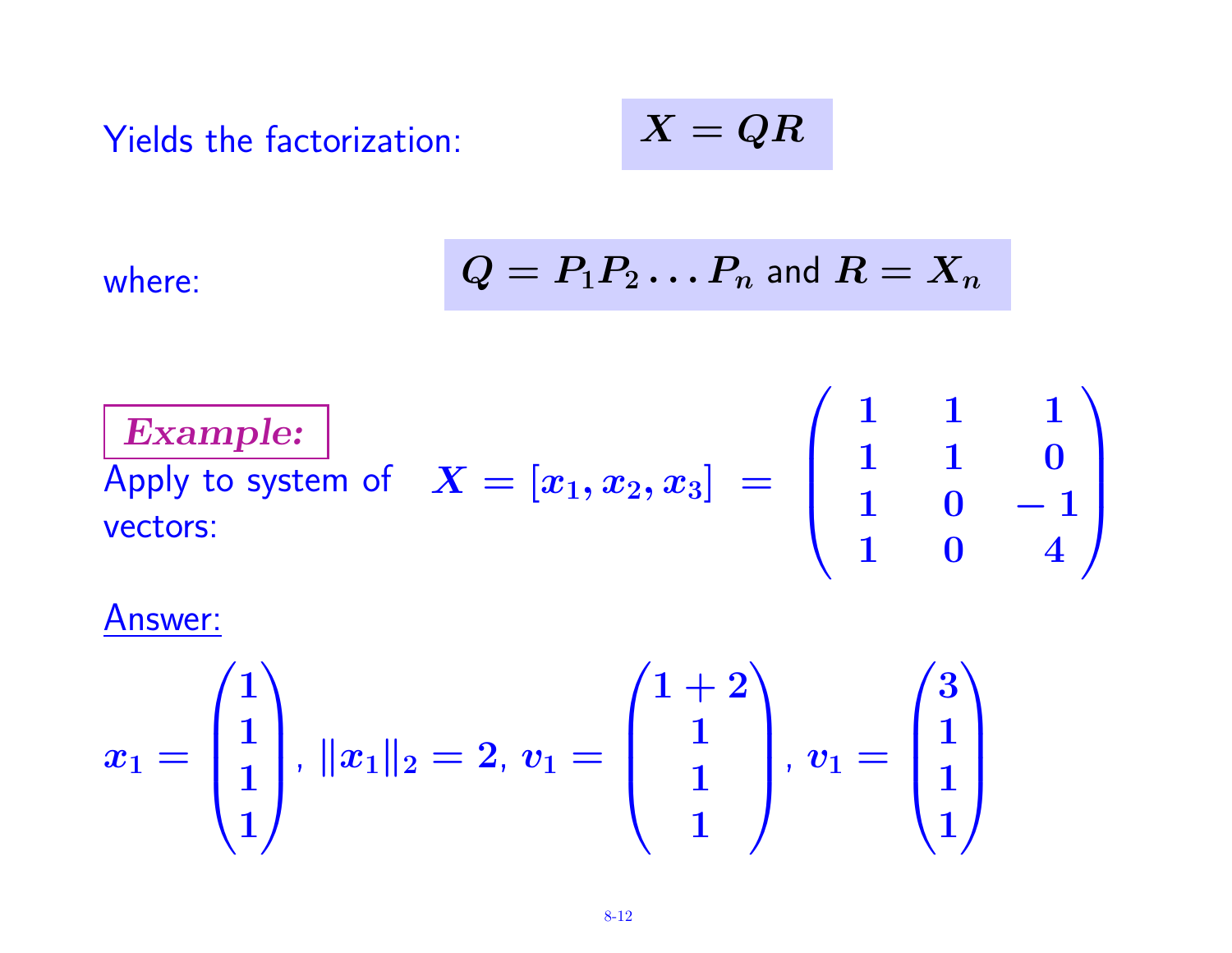Yields the factorization:

$$X = QR$$

where:

$$Q = P_1 P_2 \dots P_n \text{ and } R = X_n$$

***Example:***

Apply to system of vectors:

$$X = [x_1, x_2, x_3] = \begin{pmatrix} 1 & 1 & 1 \\ 1 & 1 & 0 \\ 1 & 0 & -1 \\ 1 & 0 & 4 \end{pmatrix}$$

Answer:

$$x_1 = \begin{pmatrix} 1 \\ 1 \\ 1 \\ 1 \end{pmatrix}, \ \|x_1\|_2 = 2, \ v_1 = \begin{pmatrix} 1+2 \\ 1 \\ 1 \\ 1 \end{pmatrix}, \ v_1 = \begin{pmatrix} 3 \\ 1 \\ 1 \\ 1 \end{pmatrix}$$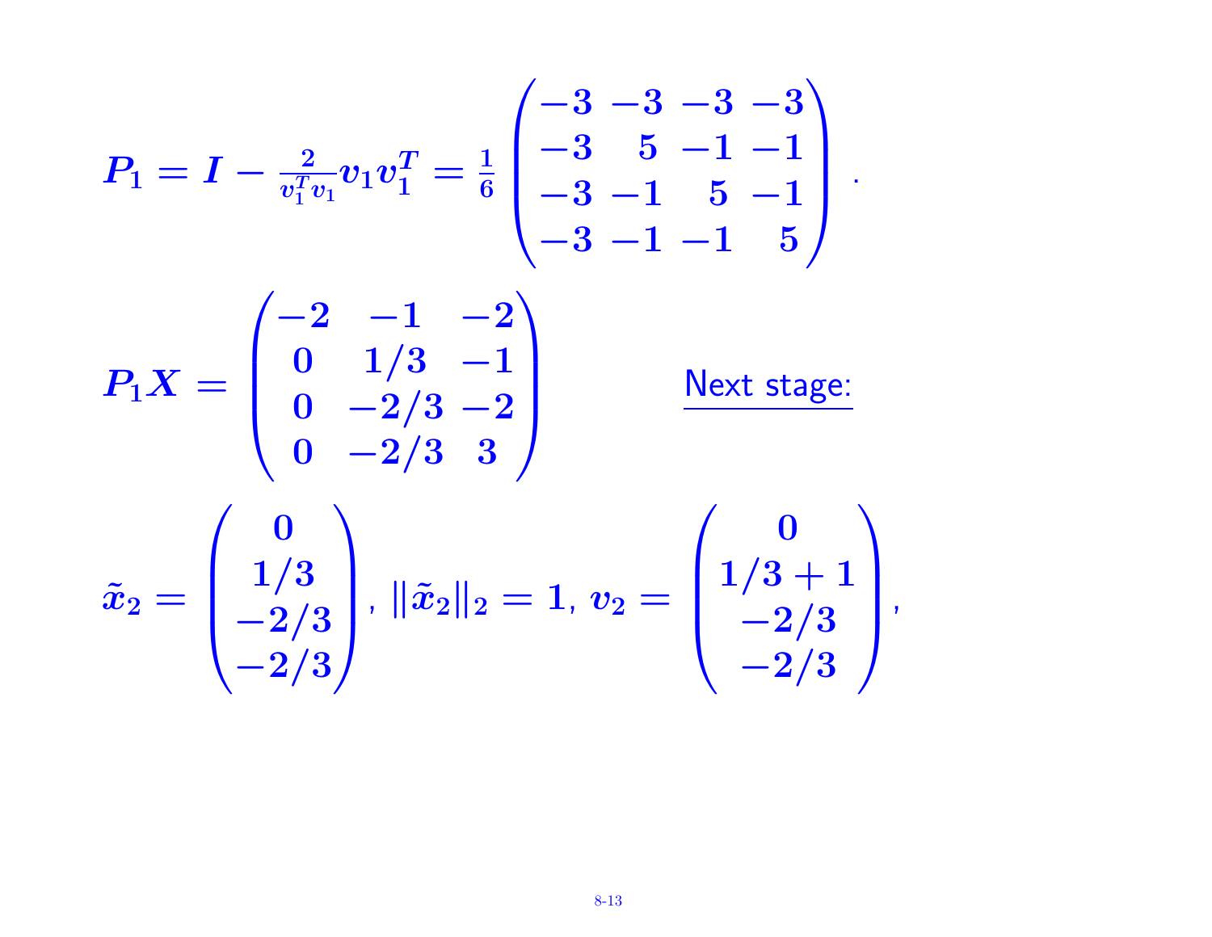$$P_1 = I - \frac{2}{v_1^T v_1} v_1 v_1^T = \frac{1}{6} \begin{pmatrix} -3 & -3 & -3 & -3 \\ -3 & 5 & -1 & -1 \\ -3 & -1 & 5 & -1 \\ -3 & -1 & -1 & 5 \end{pmatrix}.$$

$$P_1 X = \begin{pmatrix} -2 & -1 & -2 \\ 0 & 1/3 & -1 \\ 0 & -2/3 & -2 \\ 0 & -2/3 & 3 \end{pmatrix}$$

Next stage:

$$\tilde{x}_2 = \begin{pmatrix} 0 \\ 1/3 \\ -2/3 \\ -2/3 \end{pmatrix}, \ \|\tilde{x}_2\|_2 = 1, \ v_2 = \begin{pmatrix} 0 \\ 1/3 + 1 \\ -2/3 \\ -2/3 \end{pmatrix},$$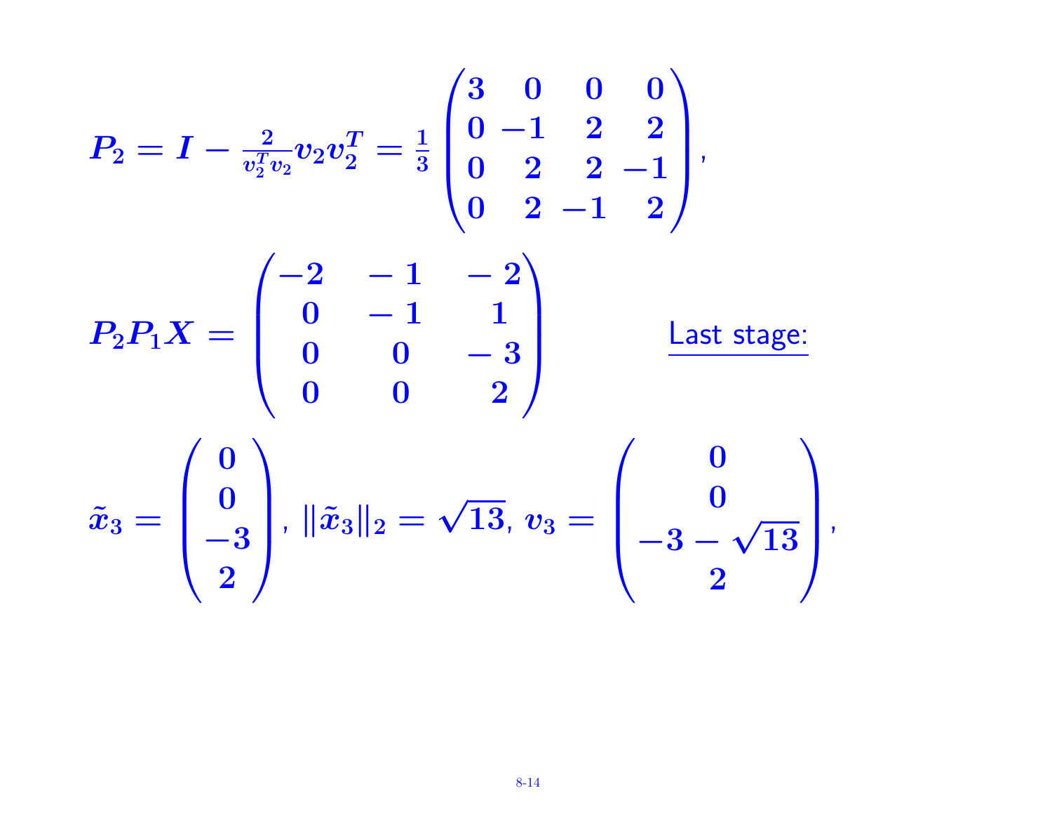$$P_2 = I - \frac{2}{v_2^T v_2} v_2 v_2^T = \frac{1}{3} \begin{pmatrix} 3 & 0 & 0 & 0 \\ 0 & -1 & 2 & 2 \\ 0 & 2 & 2 & -1 \\ 0 & 2 & -1 & 2 \end{pmatrix},$$

$$P_2 P_1 X = \begin{pmatrix} -2 & -1 & -2 \\ 0 & -1 & 1 \\ 0 & 0 & -3 \\ 0 & 0 & 2 \end{pmatrix}$$

<u>Last stage:</u>

$$\tilde{x}_3 = \begin{pmatrix} 0 \\ 0 \\ -3 \\ 2 \end{pmatrix}, \ \|\tilde{x}_3\|_2 = \sqrt{13}, \ v_3 = \begin{pmatrix} 0 \\ 0 \\ -3 - \sqrt{13} \\ 2 \end{pmatrix},$$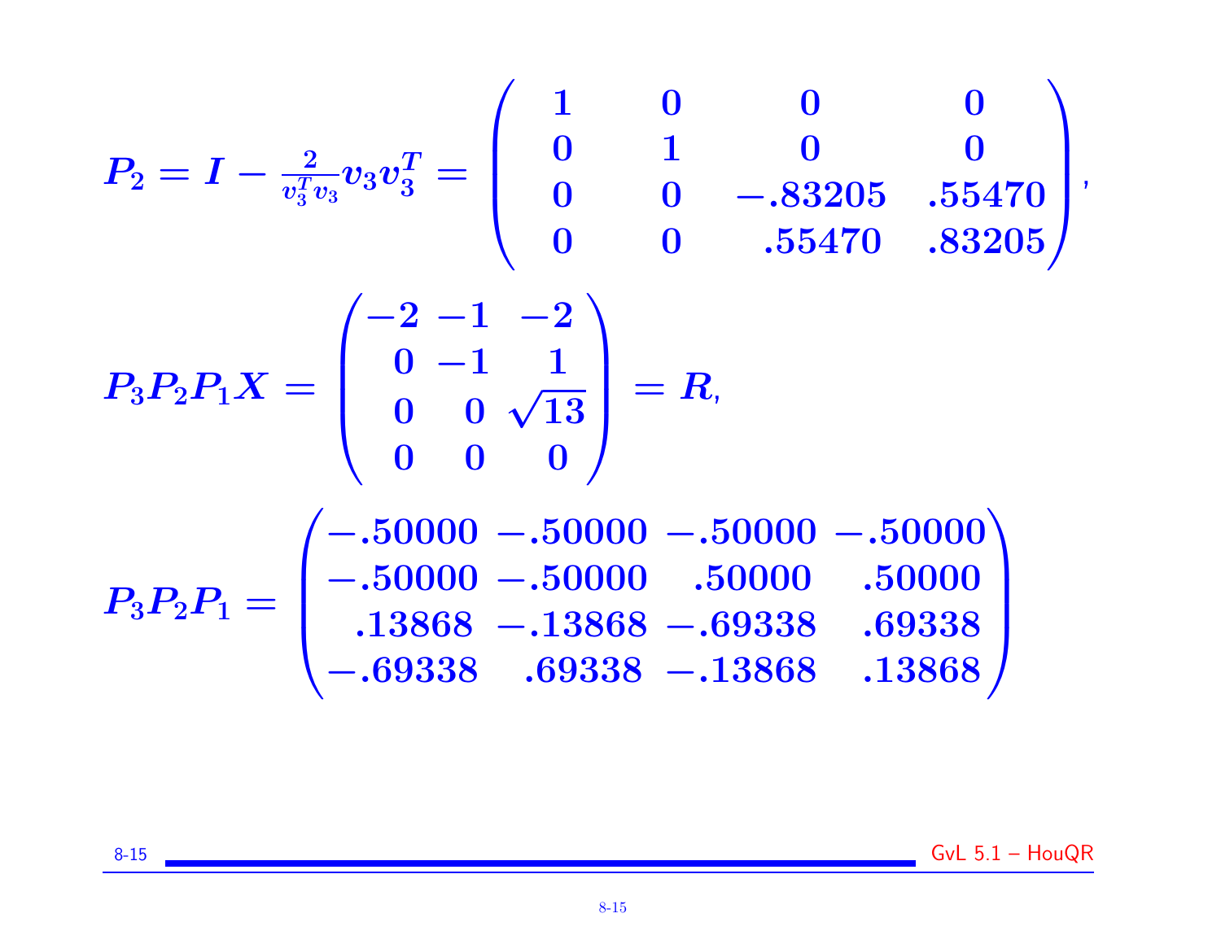$$P_2 = I - \frac{2}{v_3^T v_3} v_3 v_3^T = \begin{pmatrix} 1 & 0 & 0 & 0 \\ 0 & 1 & 0 & 0 \\ 0 & 0 & -.83205 & .55470 \\ 0 & 0 & .55470 & .83205 \end{pmatrix},$$

$$P_3 P_2 P_1 X = \begin{pmatrix} -2 & -1 & -2 \\ 0 & -1 & 1 \\ 0 & 0 & \sqrt{13} \\ 0 & 0 & 0 \end{pmatrix} = R,$$

$$P_3 P_2 P_1 = \begin{pmatrix} -.50000 & -.50000 & -.50000 & -.50000 \\ -.50000 & -.50000 & .50000 & .50000 \\ .13868 & -.13868 & -.69338 & .69338 \\ -.69338 & .69338 & -.13868 & .13868 \end{pmatrix}$$

GvL 5.1 – HouQR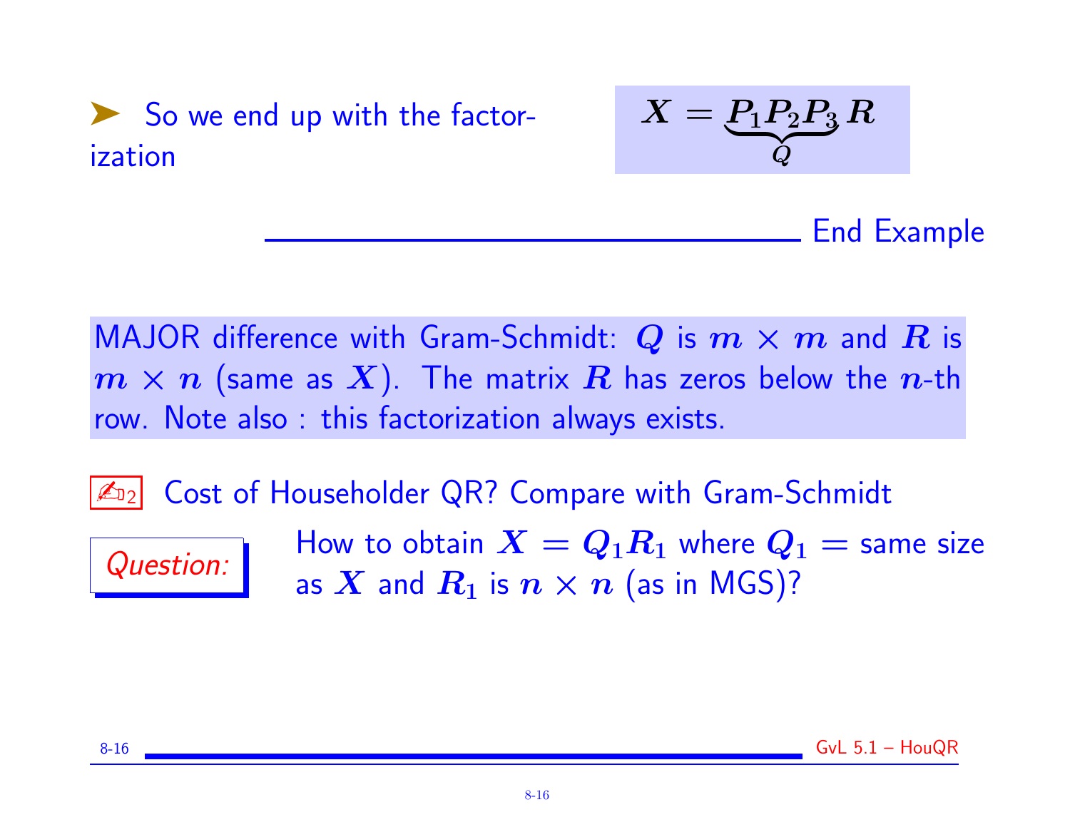➤ So we end up with the factorization

$$X = \underbrace{P_1 P_2 P_3}_{Q} R$$

End Example

MAJOR difference with Gram-Schmidt: $Q$ is $m \times m$ and $R$ is $m \times n$ (same as $X$). The matrix $R$ has zeros below the $n$-th row. Note also : this factorization always exists.

✍₂ Cost of Householder QR? Compare with Gram-Schmidt

*Question:* How to obtain $X = Q_1 R_1$ where $Q_1$ = same size as $X$ and $R_1$ is $n \times n$ (as in MGS)?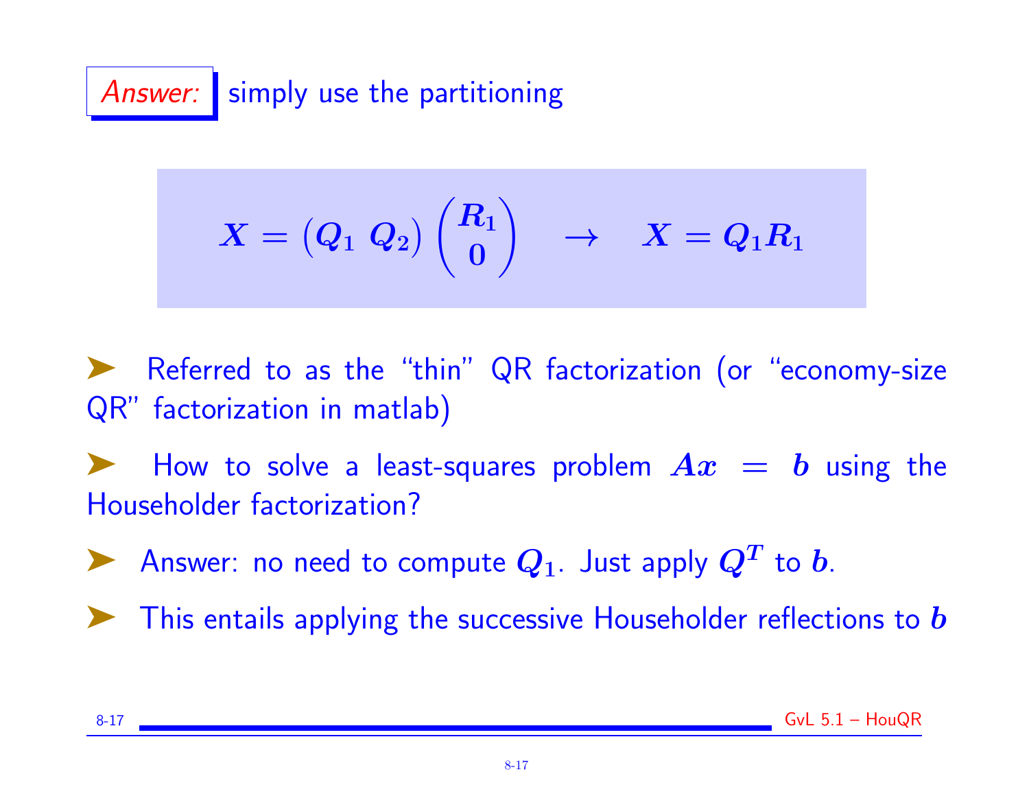**Answer:** simply use the partitioning

$$X = \begin{pmatrix} Q_1 & Q_2 \end{pmatrix} \begin{pmatrix} R_1 \\ 0 \end{pmatrix} \quad \rightarrow \quad X = Q_1 R_1$$

- Referred to as the "thin" QR factorization (or "economy-size QR" factorization in matlab)
- How to solve a least-squares problem $Ax = b$ using the Householder factorization?
- Answer: no need to compute $Q_1$. Just apply $Q^T$ to $b$.
- This entails applying the successive Householder reflections to $b$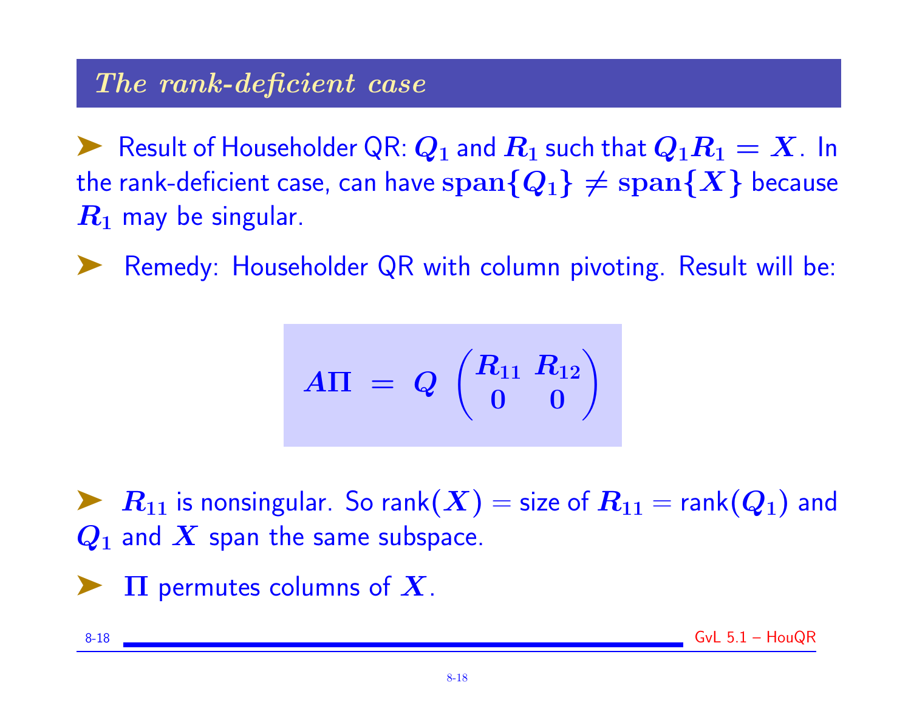## *The rank-deficient case*

- Result of Householder QR: $Q_1$ and $R_1$ such that $Q_1 R_1 = X$. In the rank-deficient case, can have $\mathbf{span}\{Q_1\} \neq \mathbf{span}\{X\}$ because $R_1$ may be singular.

- Remedy: Householder QR with column pivoting. Result will be:

$$A\Pi = Q \begin{pmatrix} R_{11} & R_{12} \\ 0 & 0 \end{pmatrix}$$

- $R_{11}$ is nonsingular. So rank$(X)$ = size of $R_{11}$ = rank$(Q_1)$ and $Q_1$ and $X$ span the same subspace.

- $\Pi$ permutes columns of $X$.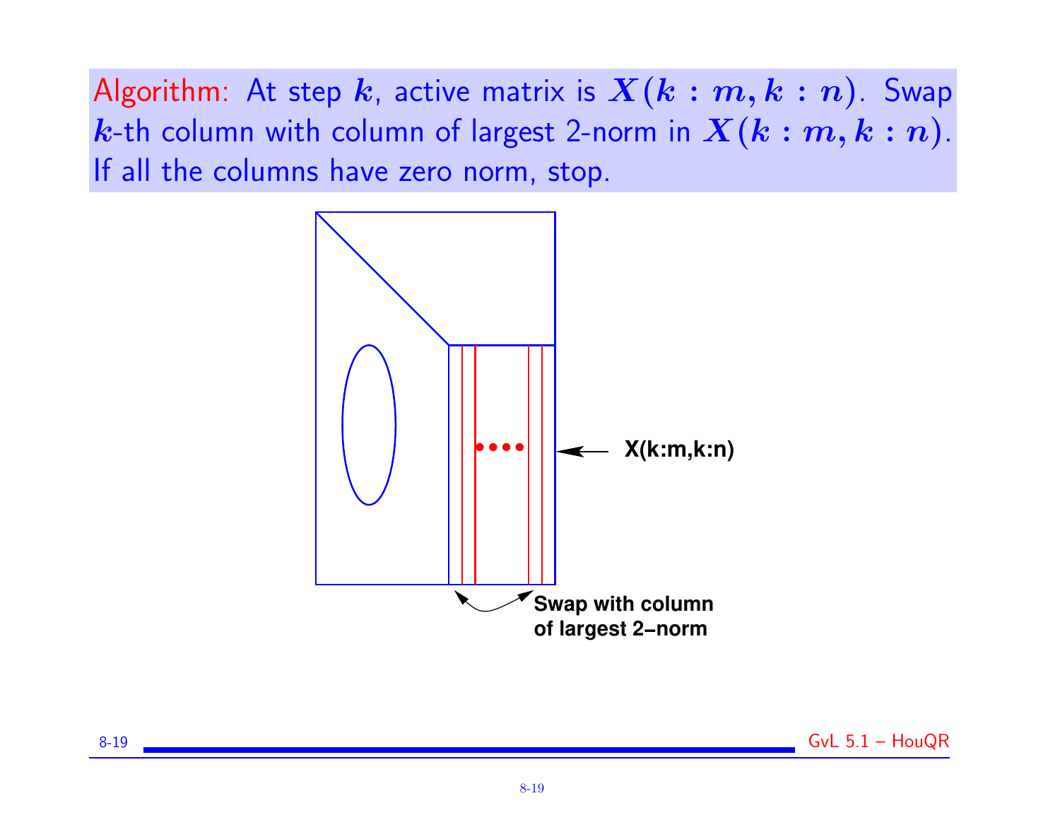Algorithm: At step $k$, active matrix is $X(k : m, k : n)$. Swap $k$-th column with column of largest 2-norm in $X(k : m, k : n)$. If all the columns have zero norm, stop.

X(k:m,k:n)

Swap with column of largest 2−norm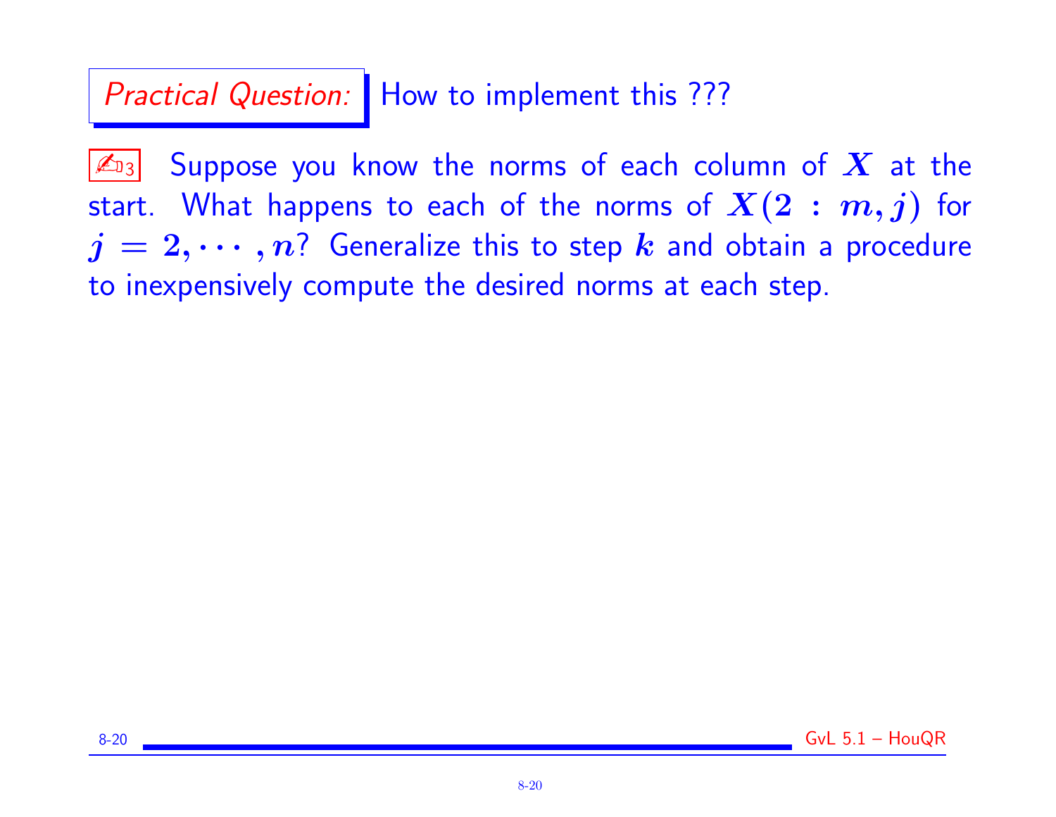*Practical Question:* How to implement this ???

✍ 3 Suppose you know the norms of each column of $X$ at the start. What happens to each of the norms of $X(2:m,j)$ for $j = 2, \cdots, n$? Generalize this to step $k$ and obtain a procedure to inexpensively compute the desired norms at each step.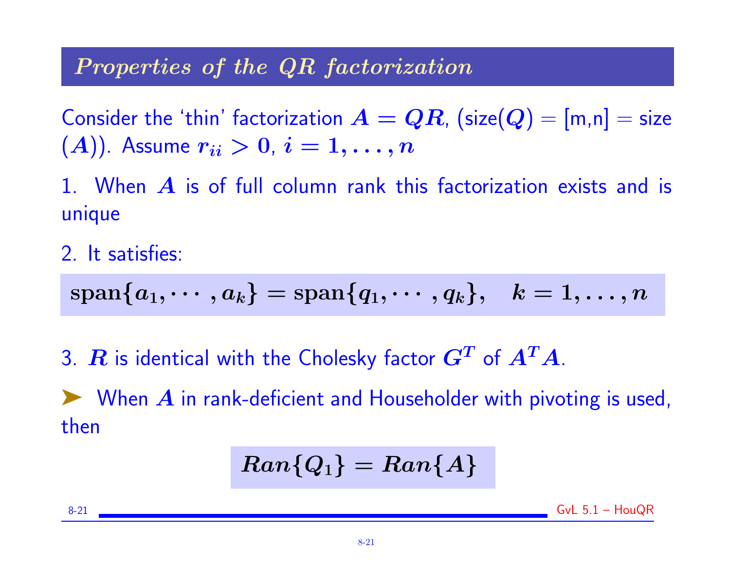## Properties of the QR factorization

Consider the 'thin' factorization $A = QR$, (size($Q$) = [m,n] = size ($A$)). Assume $r_{ii} > 0$, $i = 1, \ldots, n$

1. When $A$ is of full column rank this factorization exists and is unique

2. It satisfies:

$$\text{span}\{a_1, \cdots, a_k\} = \text{span}\{q_1, \cdots, q_k\}, \quad k = 1, \ldots, n$$

3. $R$ is identical with the Cholesky factor $G^T$ of $A^T A$.

➤ When $A$ in rank-deficient and Householder with pivoting is used, then

$$Ran\{Q_1\} = Ran\{A\}$$

GvL 5.1 – HouQR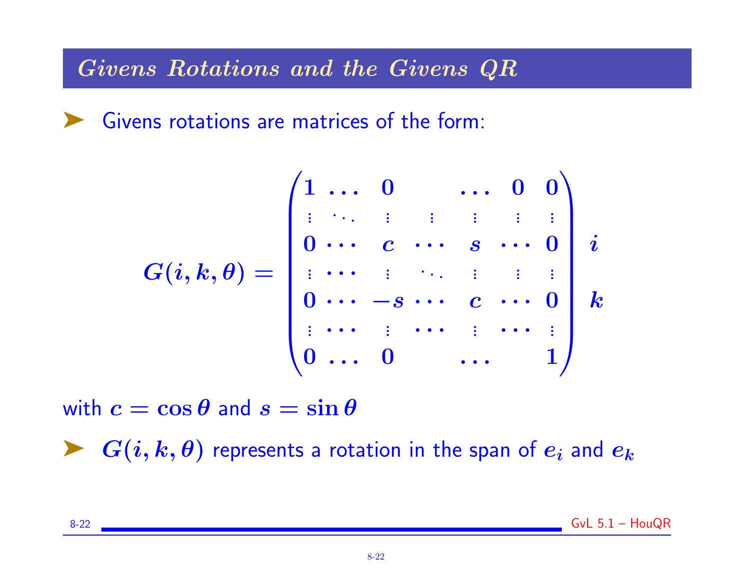# *Givens Rotations and the Givens QR*

- Givens rotations are matrices of the form:

$$
G(i,k,\theta) = \begin{pmatrix}
1 & \dots & 0 & & \dots & 0 & 0 \\
\vdots & \ddots & \vdots & \vdots & \vdots & \vdots & \vdots \\
0 & \cdots & c & \cdots & s & \cdots & 0 \\
\vdots & \cdots & \vdots & \ddots & \vdots & \vdots & \vdots \\
0 & \cdots & -s & \cdots & c & \cdots & 0 \\
\vdots & \cdots & \vdots & \cdots & \vdots & \cdots & \vdots \\
0 & \dots & 0 & & \dots & & 1
\end{pmatrix}
\begin{matrix} \\ \\ i \\ \\ k \\ \\ \\ \end{matrix}
$$

with $c = \cos\theta$ and $s = \sin\theta$

- $G(i,k,\theta)$ represents a rotation in the span of $e_i$ and $e_k$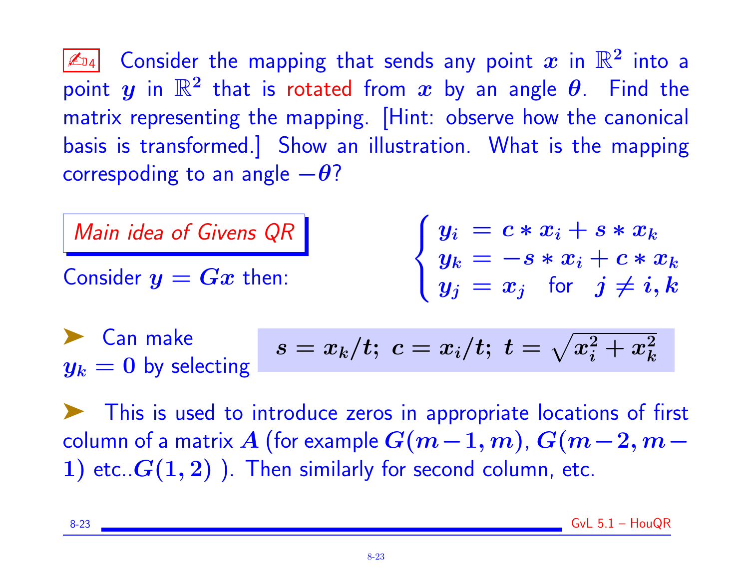✍4 Consider the mapping that sends any point $x$ in $\mathbb{R}^2$ into a point $y$ in $\mathbb{R}^2$ that is rotated from $x$ by an angle $\theta$. Find the matrix representing the mapping. [Hint: observe how the canonical basis is transformed.] Show an illustration. What is the mapping correspoding to an angle $-\theta$?

*Main idea of Givens QR*

Consider $y = Gx$ then:

$$\begin{cases} y_i = c * x_i + s * x_k \\ y_k = -s * x_i + c * x_k \\ y_j = x_j \quad \text{for} \quad j \neq i, k \end{cases}$$

➤ Can make $y_k = 0$ by selecting

$$s = x_k/t; \; c = x_i/t; \; t = \sqrt{x_i^2 + x_k^2}$$

➤ This is used to introduce zeros in appropriate locations of first column of a matrix $A$ (for example $G(m-1, m)$, $G(m-2, m-1)$ etc..$G(1, 2)$ ). Then similarly for second column, etc.